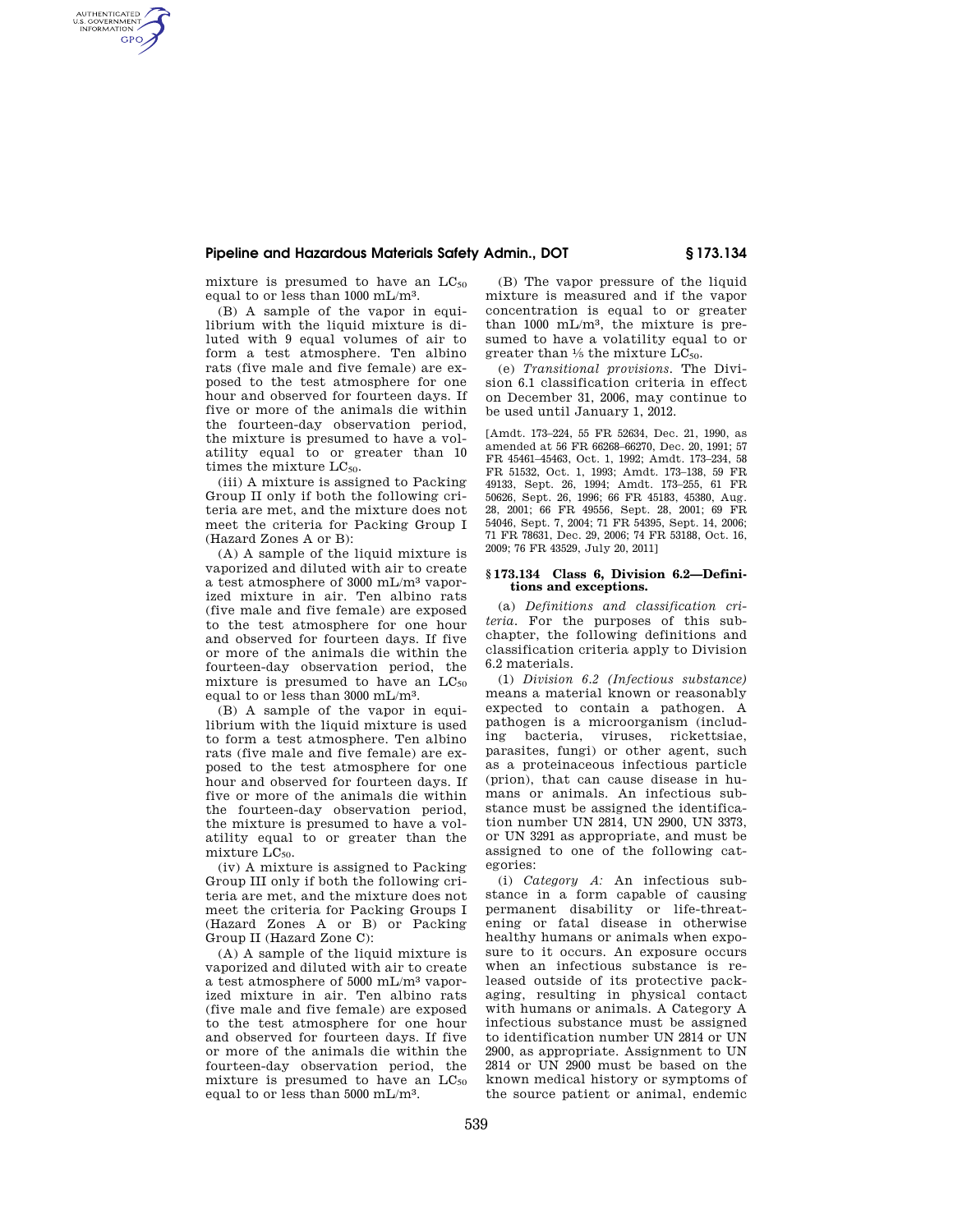mixture is presumed to have an $LC_{50}$ equal to or less than 1000 mL/m³.

(B) A sample of the vapor in equilibrium with the liquid mixture is diluted with 9 equal volumes of air to form a test atmosphere. Ten albino rats (five male and five female) are exposed to the test atmosphere for one hour and observed for fourteen days. If five or more of the animals die within the fourteen-day observation period, the mixture is presumed to have a volatility equal to or greater than 10 times the mixture $LC_{50}$.

(iii) A mixture is assigned to Packing Group II only if both the following criteria are met, and the mixture does not meet the criteria for Packing Group I (Hazard Zones A or B):

(A) A sample of the liquid mixture is vaporized and diluted with air to create a test atmosphere of 3000 mL/m³ vaporized mixture in air. Ten albino rats (five male and five female) are exposed to the test atmosphere for one hour and observed for fourteen days. If five or more of the animals die within the fourteen-day observation period, the mixture is presumed to have an $LC_{50}$ equal to or less than 3000 mL/m³.

(B) A sample of the vapor in equilibrium with the liquid mixture is used to form a test atmosphere. Ten albino rats (five male and five female) are exposed to the test atmosphere for one hour and observed for fourteen days. If five or more of the animals die within the fourteen-day observation period, the mixture is presumed to have a volatility equal to or greater than the mixture $LC_{50}$.

(iv) A mixture is assigned to Packing Group III only if both the following criteria are met, and the mixture does not meet the criteria for Packing Groups I (Hazard Zones A or B) or Packing Group II (Hazard Zone C):

(A) A sample of the liquid mixture is vaporized and diluted with air to create a test atmosphere of 5000 mL/m³ vaporized mixture in air. Ten albino rats (five male and five female) are exposed to the test atmosphere for one hour and observed for fourteen days. If five or more of the animals die within the fourteen-day observation period, the mixture is presumed to have an $LC_{50}$ equal to or less than 5000 mL/m³.

(B) The vapor pressure of the liquid mixture is measured and if the vapor concentration is equal to or greater than 1000 mL/m³, the mixture is presumed to have a volatility equal to or greater than ⅕ the mixture $LC_{50}$.

(e) *Transitional provisions.* The Division 6.1 classification criteria in effect on December 31, 2006, may continue to be used until January 1, 2012.

[Amdt. 173–224, 55 FR 52634, Dec. 21, 1990, as amended at 56 FR 66268–66270, Dec. 20, 1991; 57 FR 45461–45463, Oct. 1, 1992; Amdt. 173–234, 58 FR 51532, Oct. 1, 1993; Amdt. 173–138, 59 FR 49133, Sept. 26, 1994; Amdt. 173–255, 61 FR 50626, Sept. 26, 1996; 66 FR 45183, 45380, Aug. 28, 2001; 66 FR 49556, Sept. 28, 2001; 69 FR 54046, Sept. 7, 2004; 71 FR 54395, Sept. 14, 2006; 71 FR 78631, Dec. 29, 2006; 74 FR 53188, Oct. 16, 2009; 76 FR 43529, July 20, 2011]

## § 173.134 Class 6, Division 6.2—Definitions and exceptions.

(a) *Definitions and classification criteria.* For the purposes of this subchapter, the following definitions and classification criteria apply to Division 6.2 materials.

(1) *Division 6.2 (Infectious substance)* means a material known or reasonably expected to contain a pathogen. A pathogen is a microorganism (including bacteria, viruses, rickettsiae, parasites, fungi) or other agent, such as a proteinaceous infectious particle (prion), that can cause disease in humans or animals. An infectious substance must be assigned the identification number UN 2814, UN 2900, UN 3373, or UN 3291 as appropriate, and must be assigned to one of the following categories:

(i) *Category A:* An infectious substance in a form capable of causing permanent disability or life-threatening or fatal disease in otherwise healthy humans or animals when exposure to it occurs. An exposure occurs when an infectious substance is released outside of its protective packaging, resulting in physical contact with humans or animals. A Category A infectious substance must be assigned to identification number UN 2814 or UN 2900, as appropriate. Assignment to UN 2814 or UN 2900 must be based on the known medical history or symptoms of the source patient or animal, endemic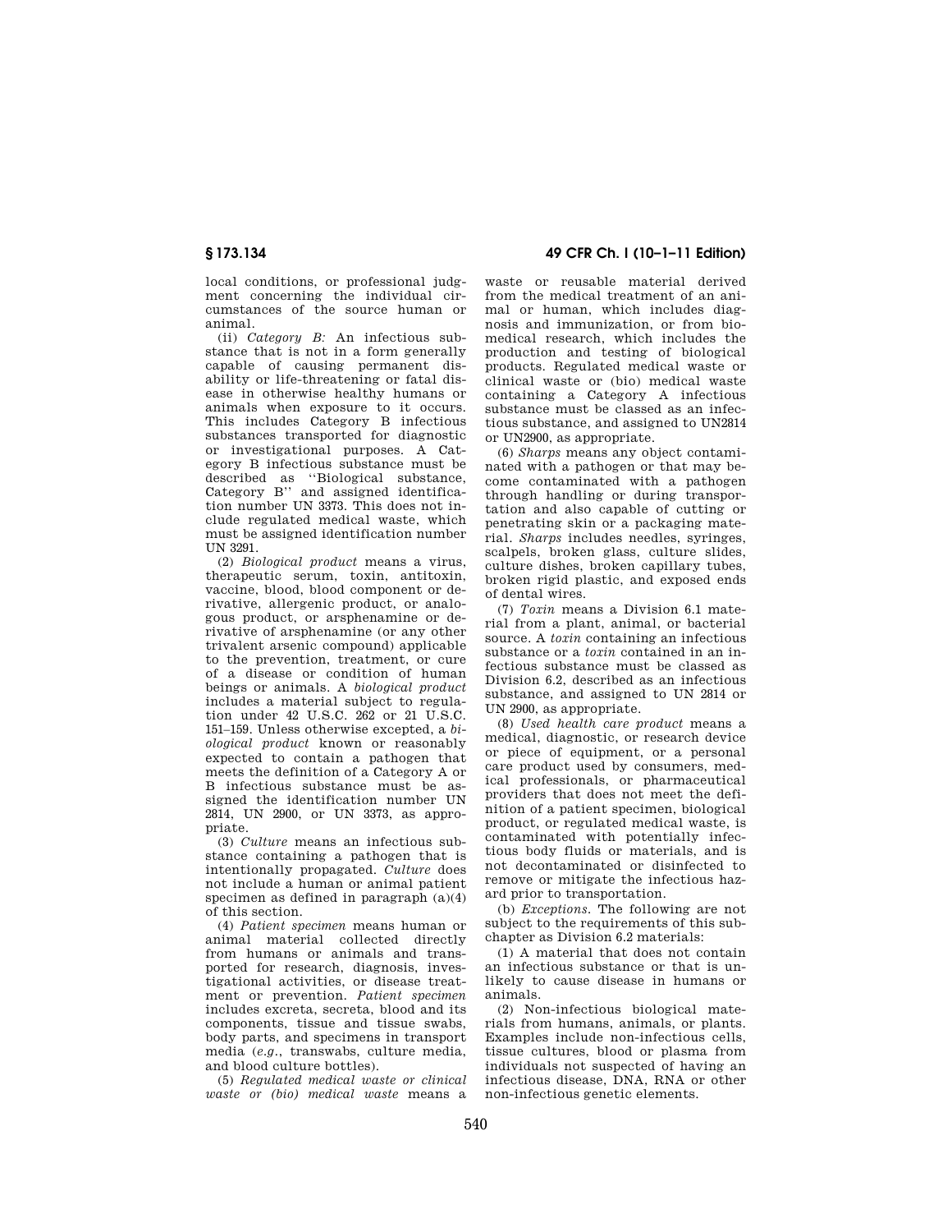local conditions, or professional judgment concerning the individual circumstances of the source human or animal.

(ii) *Category B:* An infectious substance that is not in a form generally capable of causing permanent disability or life-threatening or fatal disease in otherwise healthy humans or animals when exposure to it occurs. This includes Category B infectious substances transported for diagnostic or investigational purposes. A Category B infectious substance must be described as ''Biological substance, Category B'' and assigned identification number UN 3373. This does not include regulated medical waste, which must be assigned identification number UN 3291.

(2) *Biological product* means a virus, therapeutic serum, toxin, antitoxin, vaccine, blood, blood component or derivative, allergenic product, or analogous product, or arsphenamine or derivative of arsphenamine (or any other trivalent arsenic compound) applicable to the prevention, treatment, or cure of a disease or condition of human beings or animals. A *biological product* includes a material subject to regulation under 42 U.S.C. 262 or 21 U.S.C. 151–159. Unless otherwise excepted, a *biological product* known or reasonably expected to contain a pathogen that meets the definition of a Category A or B infectious substance must be assigned the identification number UN 2814, UN 2900, or UN 3373, as appropriate.

(3) *Culture* means an infectious substance containing a pathogen that is intentionally propagated. *Culture* does not include a human or animal patient specimen as defined in paragraph (a)(4) of this section.

(4) *Patient specimen* means human or animal material collected directly from humans or animals and transported for research, diagnosis, investigational activities, or disease treatment or prevention. *Patient specimen* includes excreta, secreta, blood and its components, tissue and tissue swabs, body parts, and specimens in transport media (*e.g.*, transwabs, culture media, and blood culture bottles).

(5) *Regulated medical waste or clinical waste or (bio) medical waste* means a waste or reusable material derived from the medical treatment of an animal or human, which includes diagnosis and immunization, or from biomedical research, which includes the production and testing of biological products. Regulated medical waste or clinical waste or (bio) medical waste containing a Category A infectious substance must be classed as an infectious substance, and assigned to UN2814 or UN2900, as appropriate.

(6) *Sharps* means any object contaminated with a pathogen or that may become contaminated with a pathogen through handling or during transportation and also capable of cutting or penetrating skin or a packaging material. *Sharps* includes needles, syringes, scalpels, broken glass, culture slides, culture dishes, broken capillary tubes, broken rigid plastic, and exposed ends of dental wires.

(7) *Toxin* means a Division 6.1 material from a plant, animal, or bacterial source. A *toxin* containing an infectious substance or a *toxin* contained in an infectious substance must be classed as Division 6.2, described as an infectious substance, and assigned to UN 2814 or UN 2900, as appropriate.

(8) *Used health care product* means a medical, diagnostic, or research device or piece of equipment, or a personal care product used by consumers, medical professionals, or pharmaceutical providers that does not meet the definition of a patient specimen, biological product, or regulated medical waste, is contaminated with potentially infectious body fluids or materials, and is not decontaminated or disinfected to remove or mitigate the infectious hazard prior to transportation.

(b) *Exceptions.* The following are not subject to the requirements of this subchapter as Division 6.2 materials:

(1) A material that does not contain an infectious substance or that is unlikely to cause disease in humans or animals.

(2) Non-infectious biological materials from humans, animals, or plants. Examples include non-infectious cells, tissue cultures, blood or plasma from individuals not suspected of having an infectious disease, DNA, RNA or other non-infectious genetic elements.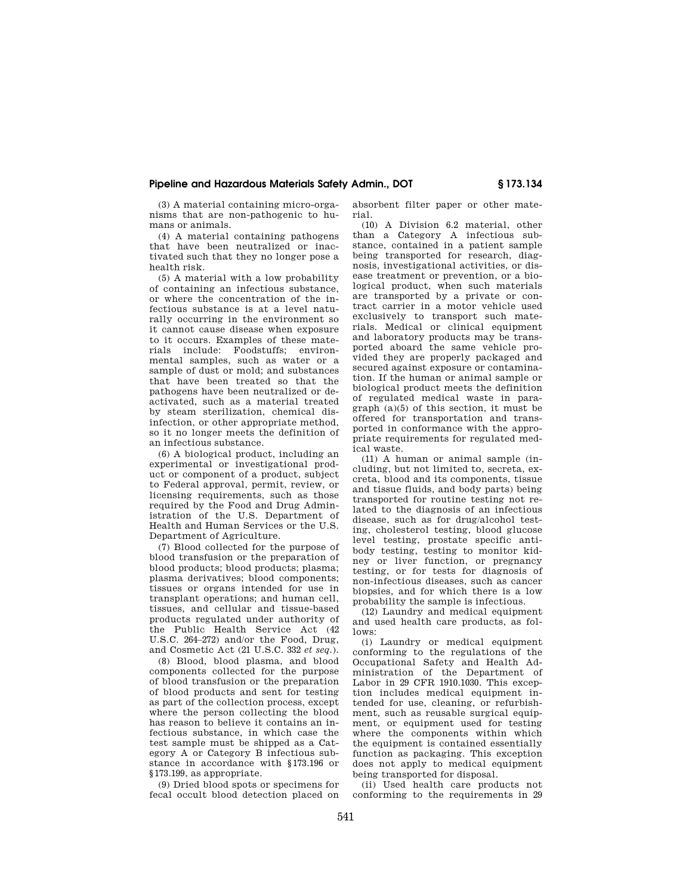(3) A material containing micro-organisms that are non-pathogenic to humans or animals.

(4) A material containing pathogens that have been neutralized or inactivated such that they no longer pose a health risk.

(5) A material with a low probability of containing an infectious substance, or where the concentration of the infectious substance is at a level naturally occurring in the environment so it cannot cause disease when exposure to it occurs. Examples of these materials include: Foodstuffs; environmental samples, such as water or a sample of dust or mold; and substances that have been treated so that the pathogens have been neutralized or deactivated, such as a material treated by steam sterilization, chemical disinfection, or other appropriate method, so it no longer meets the definition of an infectious substance.

(6) A biological product, including an experimental or investigational product or component of a product, subject to Federal approval, permit, review, or licensing requirements, such as those required by the Food and Drug Administration of the U.S. Department of Health and Human Services or the U.S. Department of Agriculture.

(7) Blood collected for the purpose of blood transfusion or the preparation of blood products; blood products; plasma; plasma derivatives; blood components; tissues or organs intended for use in transplant operations; and human cell, tissues, and cellular and tissue-based products regulated under authority of the Public Health Service Act (42 U.S.C. 264–272) and/or the Food, Drug, and Cosmetic Act (21 U.S.C. 332 *et seq.*).

(8) Blood, blood plasma, and blood components collected for the purpose of blood transfusion or the preparation of blood products and sent for testing as part of the collection process, except where the person collecting the blood has reason to believe it contains an infectious substance, in which case the test sample must be shipped as a Category A or Category B infectious substance in accordance with §173.196 or §173.199, as appropriate.

(9) Dried blood spots or specimens for fecal occult blood detection placed on absorbent filter paper or other material.

(10) A Division 6.2 material, other than a Category A infectious substance, contained in a patient sample being transported for research, diagnosis, investigational activities, or disease treatment or prevention, or a biological product, when such materials are transported by a private or contract carrier in a motor vehicle used exclusively to transport such materials. Medical or clinical equipment and laboratory products may be transported aboard the same vehicle provided they are properly packaged and secured against exposure or contamination. If the human or animal sample or biological product meets the definition of regulated medical waste in paragraph (a)(5) of this section, it must be offered for transportation and transported in conformance with the appropriate requirements for regulated medical waste.

(11) A human or animal sample (including, but not limited to, secreta, excreta, blood and its components, tissue and tissue fluids, and body parts) being transported for routine testing not related to the diagnosis of an infectious disease, such as for drug/alcohol testing, cholesterol testing, blood glucose level testing, prostate specific antibody testing, testing to monitor kidney or liver function, or pregnancy testing, or for tests for diagnosis of non-infectious diseases, such as cancer biopsies, and for which there is a low probability the sample is infectious.

(12) Laundry and medical equipment and used health care products, as follows:

(i) Laundry or medical equipment conforming to the regulations of the Occupational Safety and Health Administration of the Department of Labor in 29 CFR 1910.1030. This exception includes medical equipment intended for use, cleaning, or refurbishment, such as reusable surgical equipment, or equipment used for testing where the components within which the equipment is contained essentially function as packaging. This exception does not apply to medical equipment being transported for disposal.

(ii) Used health care products not conforming to the requirements in 29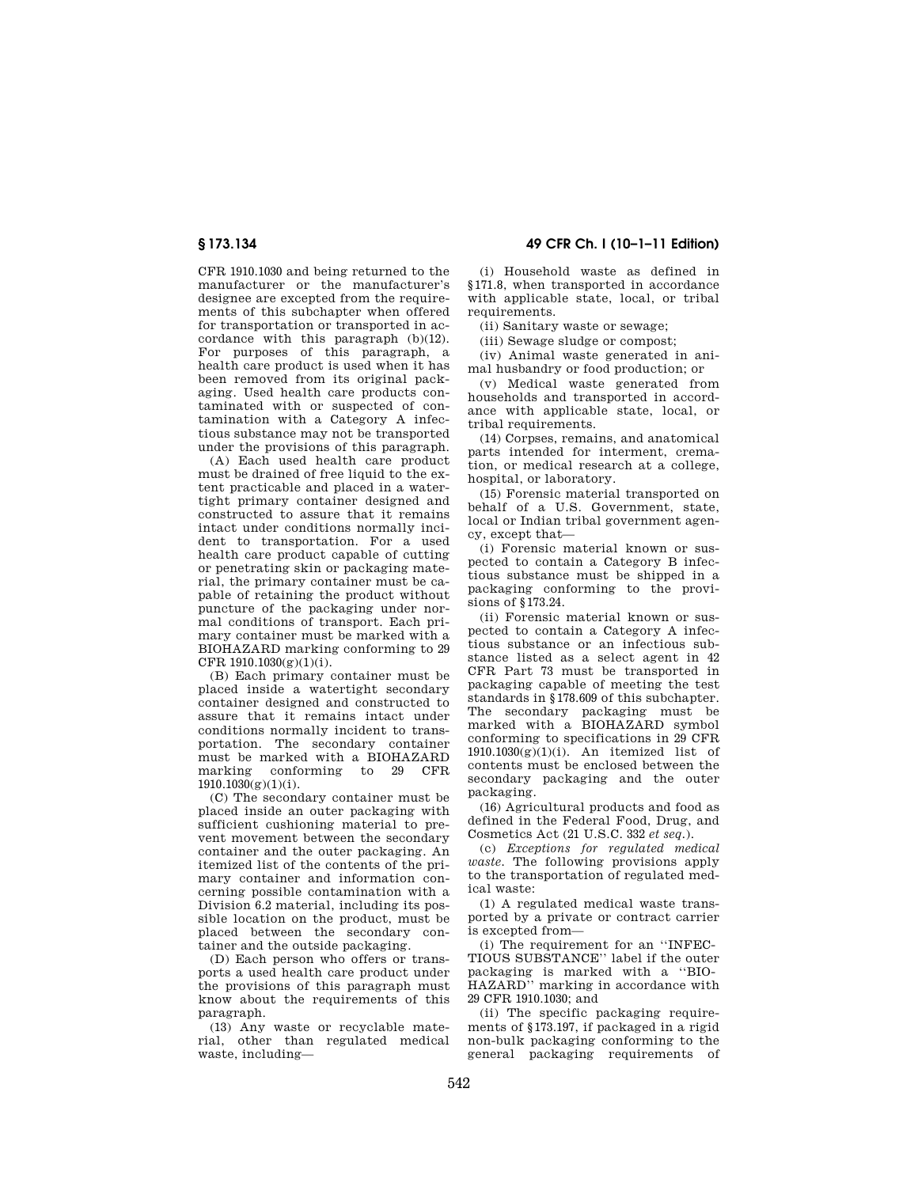CFR 1910.1030 and being returned to the manufacturer or the manufacturer's designee are excepted from the requirements of this subchapter when offered for transportation or transported in accordance with this paragraph (b)(12). For purposes of this paragraph, a health care product is used when it has been removed from its original packaging. Used health care products contaminated with or suspected of contamination with a Category A infectious substance may not be transported under the provisions of this paragraph.

(A) Each used health care product must be drained of free liquid to the extent practicable and placed in a watertight primary container designed and constructed to assure that it remains intact under conditions normally incident to transportation. For a used health care product capable of cutting or penetrating skin or packaging material, the primary container must be capable of retaining the product without puncture of the packaging under normal conditions of transport. Each primary container must be marked with a BIOHAZARD marking conforming to 29 CFR 1910.1030(g)(1)(i).

(B) Each primary container must be placed inside a watertight secondary container designed and constructed to assure that it remains intact under conditions normally incident to transportation. The secondary container must be marked with a BIOHAZARD marking conforming to 29 CFR 1910.1030(g)(1)(i).

(C) The secondary container must be placed inside an outer packaging with sufficient cushioning material to prevent movement between the secondary container and the outer packaging. An itemized list of the contents of the primary container and information concerning possible contamination with a Division 6.2 material, including its possible location on the product, must be placed between the secondary container and the outside packaging.

(D) Each person who offers or transports a used health care product under the provisions of this paragraph must know about the requirements of this paragraph.

(13) Any waste or recyclable material, other than regulated medical waste, including—

(i) Household waste as defined in §171.8, when transported in accordance with applicable state, local, or tribal requirements.

(ii) Sanitary waste or sewage;

(iii) Sewage sludge or compost;

(iv) Animal waste generated in animal husbandry or food production; or

(v) Medical waste generated from households and transported in accordance with applicable state, local, or tribal requirements.

(14) Corpses, remains, and anatomical parts intended for interment, cremation, or medical research at a college, hospital, or laboratory.

(15) Forensic material transported on behalf of a U.S. Government, state, local or Indian tribal government agency, except that—

(i) Forensic material known or suspected to contain a Category B infectious substance must be shipped in a packaging conforming to the provisions of §173.24.

(ii) Forensic material known or suspected to contain a Category A infectious substance or an infectious substance listed as a select agent in 42 CFR Part 73 must be transported in packaging capable of meeting the test standards in §178.609 of this subchapter. The secondary packaging must be marked with a BIOHAZARD symbol conforming to specifications in 29 CFR 1910.1030(g)(1)(i). An itemized list of contents must be enclosed between the secondary packaging and the outer packaging.

(16) Agricultural products and food as defined in the Federal Food, Drug, and Cosmetics Act (21 U.S.C. 332 *et seq.*).

(c) *Exceptions for regulated medical waste.* The following provisions apply to the transportation of regulated medical waste:

(1) A regulated medical waste transported by a private or contract carrier is excepted from—

(i) The requirement for an "INFECTIOUS SUBSTANCE" label if the outer packaging is marked with a "BIOHAZARD" marking in accordance with 29 CFR 1910.1030; and

(ii) The specific packaging requirements of §173.197, if packaged in a rigid non-bulk packaging conforming to the general packaging requirements of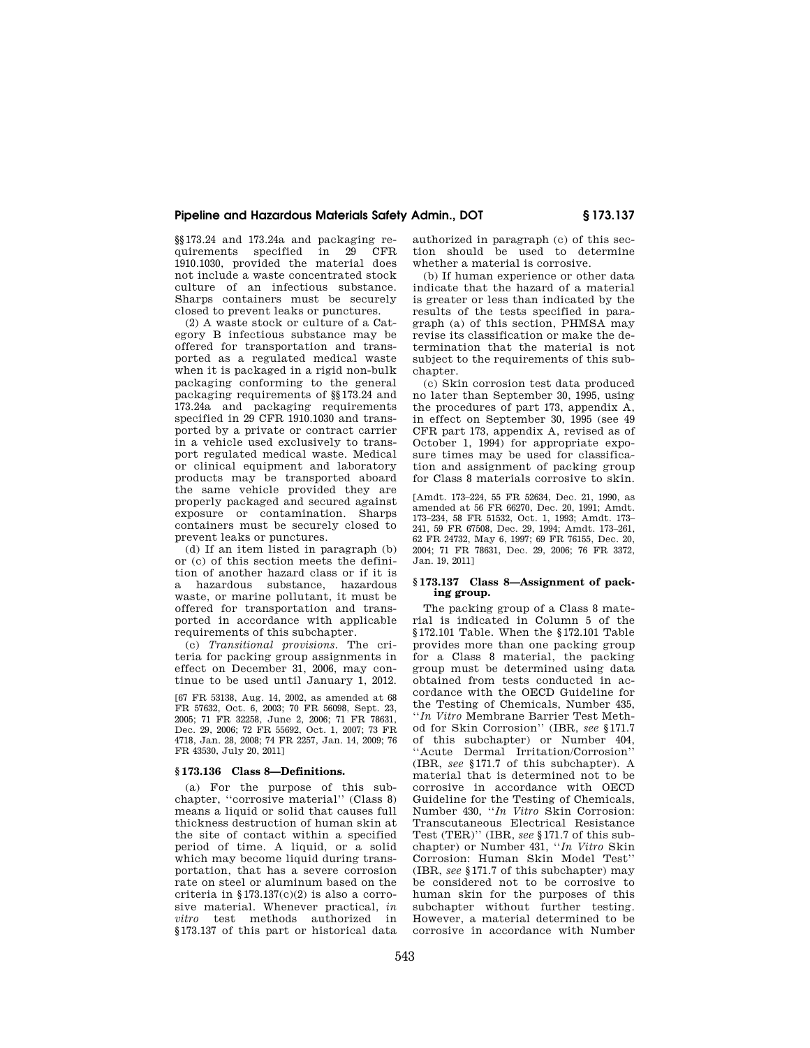§§173.24 and 173.24a and packaging requirements specified in 29 CFR 1910.1030, provided the material does not include a waste concentrated stock culture of an infectious substance. Sharps containers must be securely closed to prevent leaks or punctures.

(2) A waste stock or culture of a Category B infectious substance may be offered for transportation and transported as a regulated medical waste when it is packaged in a rigid non-bulk packaging conforming to the general packaging requirements of §§173.24 and 173.24a and packaging requirements specified in 29 CFR 1910.1030 and transported by a private or contract carrier in a vehicle used exclusively to transport regulated medical waste. Medical or clinical equipment and laboratory products may be transported aboard the same vehicle provided they are properly packaged and secured against exposure or contamination. Sharps containers must be securely closed to prevent leaks or punctures.

(d) If an item listed in paragraph (b) or (c) of this section meets the definition of another hazard class or if it is a hazardous substance, hazardous waste, or marine pollutant, it must be offered for transportation and transported in accordance with applicable requirements of this subchapter.

(c) *Transitional provisions.* The criteria for packing group assignments in effect on December 31, 2006, may continue to be used until January 1, 2012.

[67 FR 53138, Aug. 14, 2002, as amended at 68 FR 57632, Oct. 6, 2003; 70 FR 56098, Sept. 23, 2005; 71 FR 32258, June 2, 2006; 71 FR 78631, Dec. 29, 2006; 72 FR 55692, Oct. 1, 2007; 73 FR 4718, Jan. 28, 2008; 74 FR 2257, Jan. 14, 2009; 76 FR 43530, July 20, 2011]

## § 173.136 Class 8—Definitions.

(a) For the purpose of this subchapter, ''corrosive material'' (Class 8) means a liquid or solid that causes full thickness destruction of human skin at the site of contact within a specified period of time. A liquid, or a solid which may become liquid during transportation, that has a severe corrosion rate on steel or aluminum based on the criteria in §173.137(c)(2) is also a corrosive material. Whenever practical, *in vitro* test methods authorized in §173.137 of this part or historical data authorized in paragraph (c) of this section should be used to determine whether a material is corrosive.

(b) If human experience or other data indicate that the hazard of a material is greater or less than indicated by the results of the tests specified in paragraph (a) of this section, PHMSA may revise its classification or make the determination that the material is not subject to the requirements of this subchapter.

(c) Skin corrosion test data produced no later than September 30, 1995, using the procedures of part 173, appendix A, in effect on September 30, 1995 (see 49 CFR part 173, appendix A, revised as of October 1, 1994) for appropriate exposure times may be used for classification and assignment of packing group for Class 8 materials corrosive to skin.

[Amdt. 173–224, 55 FR 52634, Dec. 21, 1990, as amended at 56 FR 66270, Dec. 20, 1991; Amdt. 173–234, 58 FR 51532, Oct. 1, 1993; Amdt. 173–241, 59 FR 67508, Dec. 29, 1994; Amdt. 173–261, 62 FR 24732, May 6, 1997; 69 FR 76155, Dec. 20, 2004; 71 FR 78631, Dec. 29, 2006; 76 FR 3372, Jan. 19, 2011]

## § 173.137 Class 8—Assignment of packing group.

The packing group of a Class 8 material is indicated in Column 5 of the §172.101 Table. When the §172.101 Table provides more than one packing group for a Class 8 material, the packing group must be determined using data obtained from tests conducted in accordance with the OECD Guideline for the Testing of Chemicals, Number 435, ''*In Vitro* Membrane Barrier Test Method for Skin Corrosion'' (IBR, *see* §171.7 of this subchapter) or Number 404, ''Acute Dermal Irritation/Corrosion'' (IBR, *see* §171.7 of this subchapter). A material that is determined not to be corrosive in accordance with OECD Guideline for the Testing of Chemicals, Number 430, ''*In Vitro* Skin Corrosion: Transcutaneous Electrical Resistance Test (TER)'' (IBR, *see* §171.7 of this subchapter) or Number 431, ''*In Vitro* Skin Corrosion: Human Skin Model Test'' (IBR, *see* §171.7 of this subchapter) may be considered not to be corrosive to human skin for the purposes of this subchapter without further testing. However, a material determined to be corrosive in accordance with Number